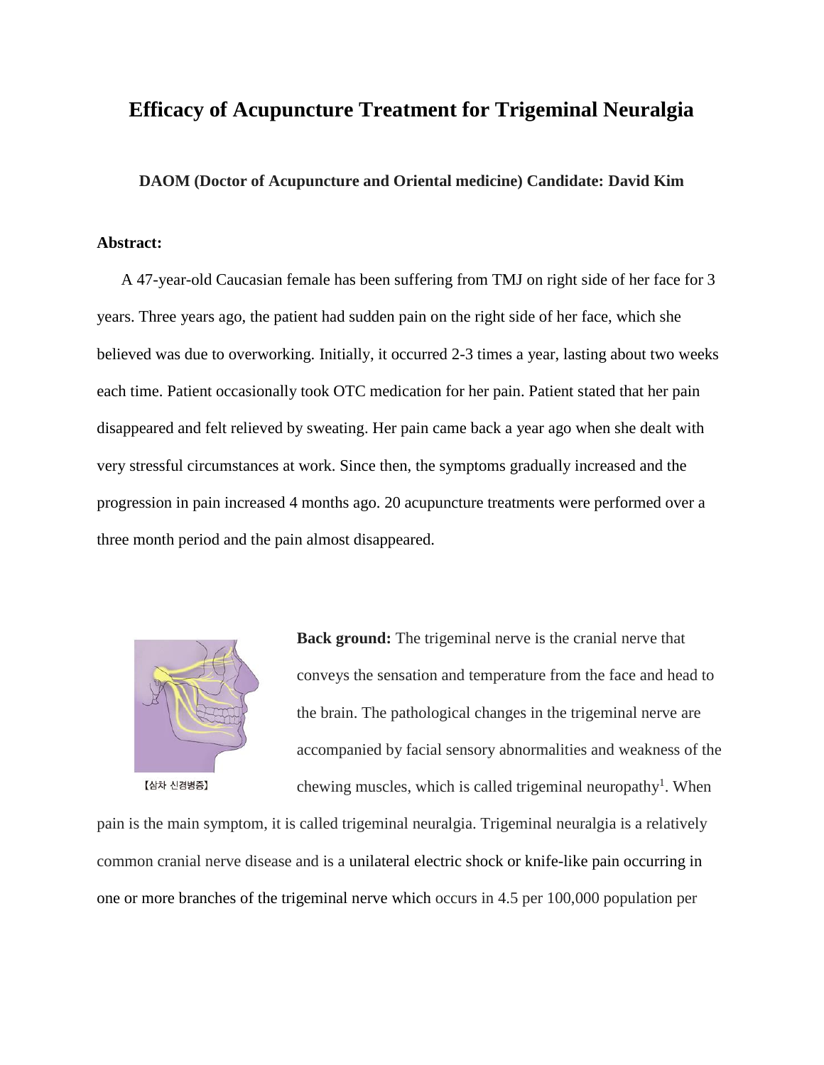# Efficacy of Acupuncture Treatment for Trigeminal Neuralgia

**DAOM (Doctor of Acupuncture and Oriental medicine) Candidate: David Kim**

**Abstract:**

A 47-year-old Caucasian female has been suffering from TMJ on right side of her face for 3 years. Three years ago, the patient had sudden pain on the right side of her face, which she believed was due to overworking. Initially, it occurred 2-3 times a year, lasting about two weeks each time. Patient occasionally took OTC medication for her pain. Patient stated that her pain disappeared and felt relieved by sweating. Her pain came back a year ago when she dealt with very stressful circumstances at work. Since then, the symptoms gradually increased and the progression in pain increased 4 months ago. 20 acupuncture treatments were performed over a three month period and the pain almost disappeared.

【삼차 신경병증】

**Back ground:** The trigeminal nerve is the cranial nerve that conveys the sensation and temperature from the face and head to the brain. The pathological changes in the trigeminal nerve are accompanied by facial sensory abnormalities and weakness of the chewing muscles, which is called trigeminal neuropathy[1]. When pain is the main symptom, it is called trigeminal neuralgia. Trigeminal neuralgia is a relatively common cranial nerve disease and is a unilateral electric shock or knife-like pain occurring in one or more branches of the trigeminal nerve which occurs in 4.5 per 100,000 population per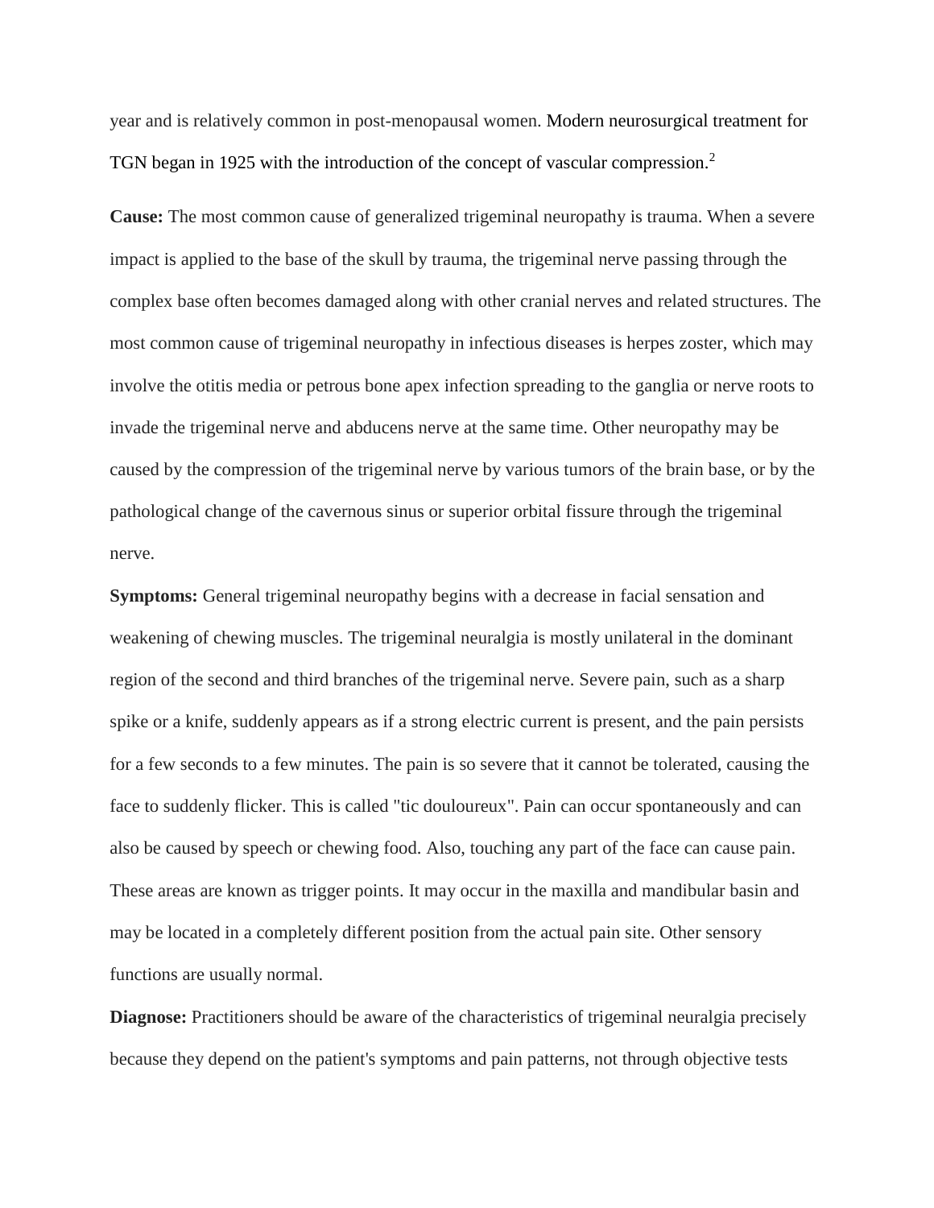year and is relatively common in post-menopausal women. Modern neurosurgical treatment for TGN began in 1925 with the introduction of the concept of vascular compression.[2]

**Cause:** The most common cause of generalized trigeminal neuropathy is trauma. When a severe impact is applied to the base of the skull by trauma, the trigeminal nerve passing through the complex base often becomes damaged along with other cranial nerves and related structures. The most common cause of trigeminal neuropathy in infectious diseases is herpes zoster, which may involve the otitis media or petrous bone apex infection spreading to the ganglia or nerve roots to invade the trigeminal nerve and abducens nerve at the same time. Other neuropathy may be caused by the compression of the trigeminal nerve by various tumors of the brain base, or by the pathological change of the cavernous sinus or superior orbital fissure through the trigeminal nerve.

**Symptoms:** General trigeminal neuropathy begins with a decrease in facial sensation and weakening of chewing muscles. The trigeminal neuralgia is mostly unilateral in the dominant region of the second and third branches of the trigeminal nerve. Severe pain, such as a sharp spike or a knife, suddenly appears as if a strong electric current is present, and the pain persists for a few seconds to a few minutes. The pain is so severe that it cannot be tolerated, causing the face to suddenly flicker. This is called "tic douloureux". Pain can occur spontaneously and can also be caused by speech or chewing food. Also, touching any part of the face can cause pain. These areas are known as trigger points. It may occur in the maxilla and mandibular basin and may be located in a completely different position from the actual pain site. Other sensory functions are usually normal.

**Diagnose:** Practitioners should be aware of the characteristics of trigeminal neuralgia precisely because they depend on the patient's symptoms and pain patterns, not through objective tests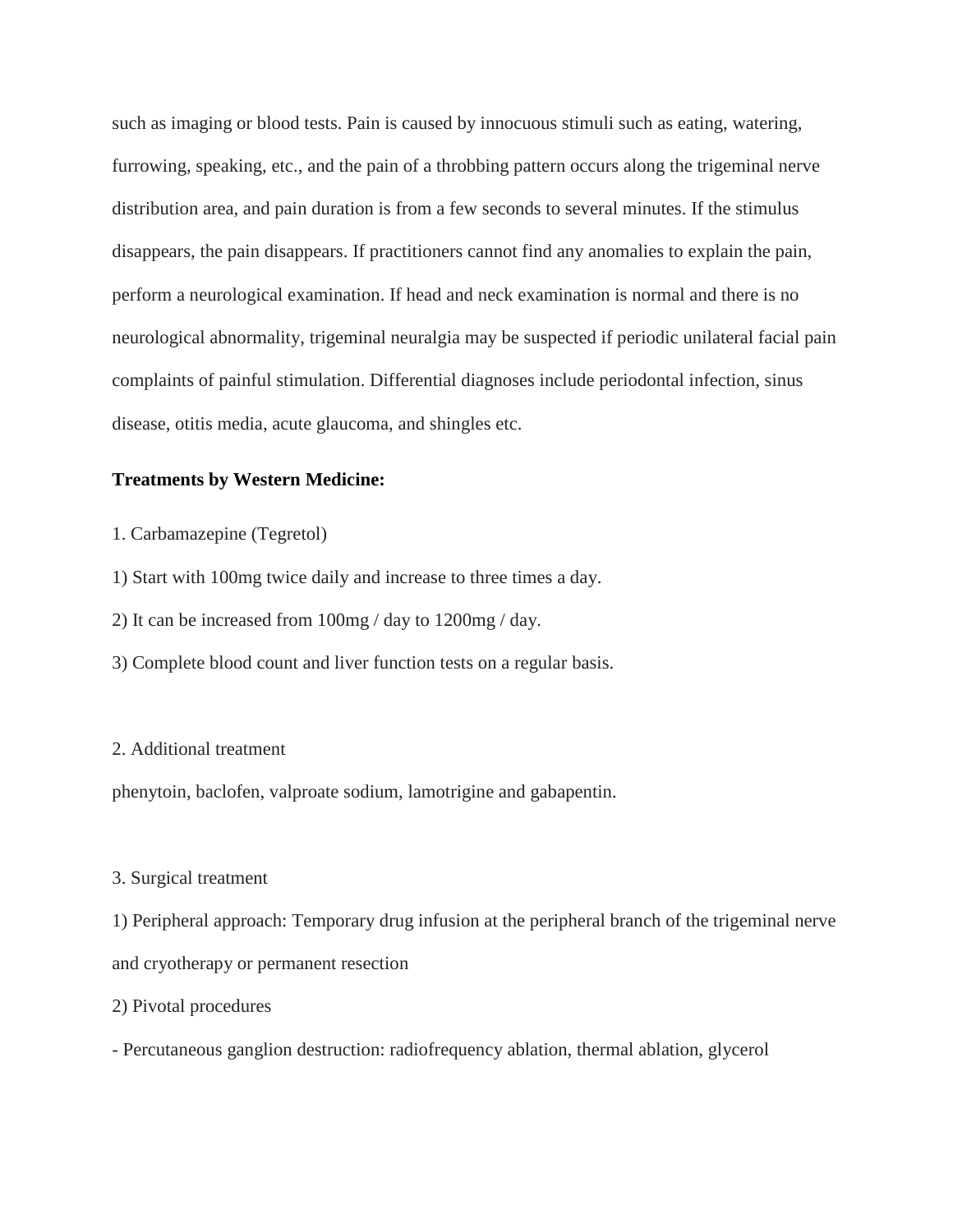such as imaging or blood tests. Pain is caused by innocuous stimuli such as eating, watering, furrowing, speaking, etc., and the pain of a throbbing pattern occurs along the trigeminal nerve distribution area, and pain duration is from a few seconds to several minutes. If the stimulus disappears, the pain disappears. If practitioners cannot find any anomalies to explain the pain, perform a neurological examination. If head and neck examination is normal and there is no neurological abnormality, trigeminal neuralgia may be suspected if periodic unilateral facial pain complaints of painful stimulation. Differential diagnoses include periodontal infection, sinus disease, otitis media, acute glaucoma, and shingles etc.

**Treatments by Western Medicine:**

1. Carbamazepine (Tegretol)

1) Start with 100mg twice daily and increase to three times a day.

2) It can be increased from 100mg / day to 1200mg / day.

3) Complete blood count and liver function tests on a regular basis.

2. Additional treatment

phenytoin, baclofen, valproate sodium, lamotrigine and gabapentin.

3. Surgical treatment

1) Peripheral approach: Temporary drug infusion at the peripheral branch of the trigeminal nerve and cryotherapy or permanent resection

2) Pivotal procedures

- Percutaneous ganglion destruction: radiofrequency ablation, thermal ablation, glycerol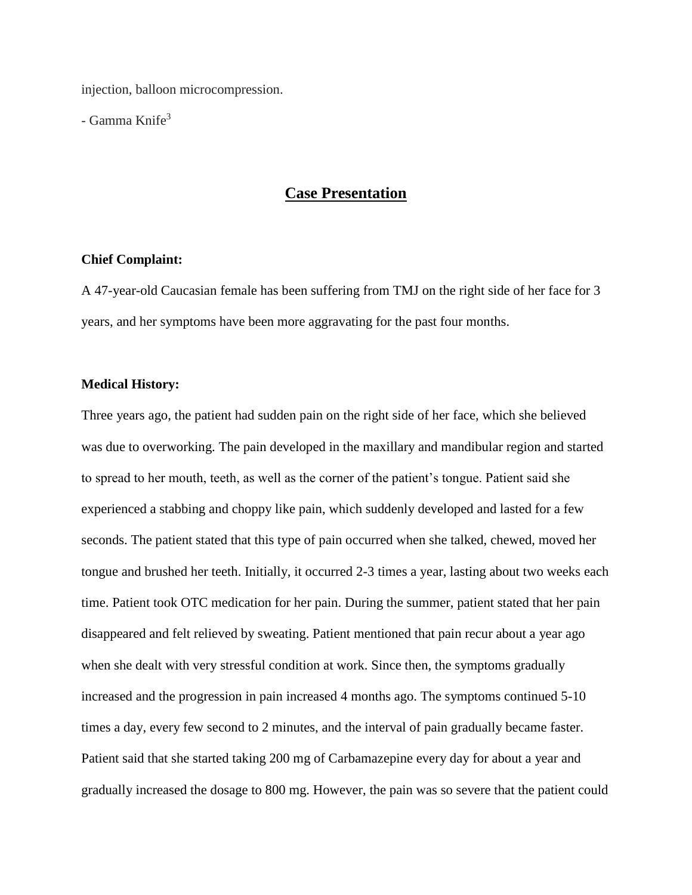injection, balloon microcompression.

- Gamma Knife[3]

## Case Presentation

**Chief Complaint:**

A 47-year-old Caucasian female has been suffering from TMJ on the right side of her face for 3 years, and her symptoms have been more aggravating for the past four months.

**Medical History:**

Three years ago, the patient had sudden pain on the right side of her face, which she believed was due to overworking. The pain developed in the maxillary and mandibular region and started to spread to her mouth, teeth, as well as the corner of the patient's tongue. Patient said she experienced a stabbing and choppy like pain, which suddenly developed and lasted for a few seconds. The patient stated that this type of pain occurred when she talked, chewed, moved her tongue and brushed her teeth. Initially, it occurred 2-3 times a year, lasting about two weeks each time. Patient took OTC medication for her pain. During the summer, patient stated that her pain disappeared and felt relieved by sweating. Patient mentioned that pain recur about a year ago when she dealt with very stressful condition at work. Since then, the symptoms gradually increased and the progression in pain increased 4 months ago. The symptoms continued 5-10 times a day, every few second to 2 minutes, and the interval of pain gradually became faster. Patient said that she started taking 200 mg of Carbamazepine every day for about a year and gradually increased the dosage to 800 mg. However, the pain was so severe that the patient could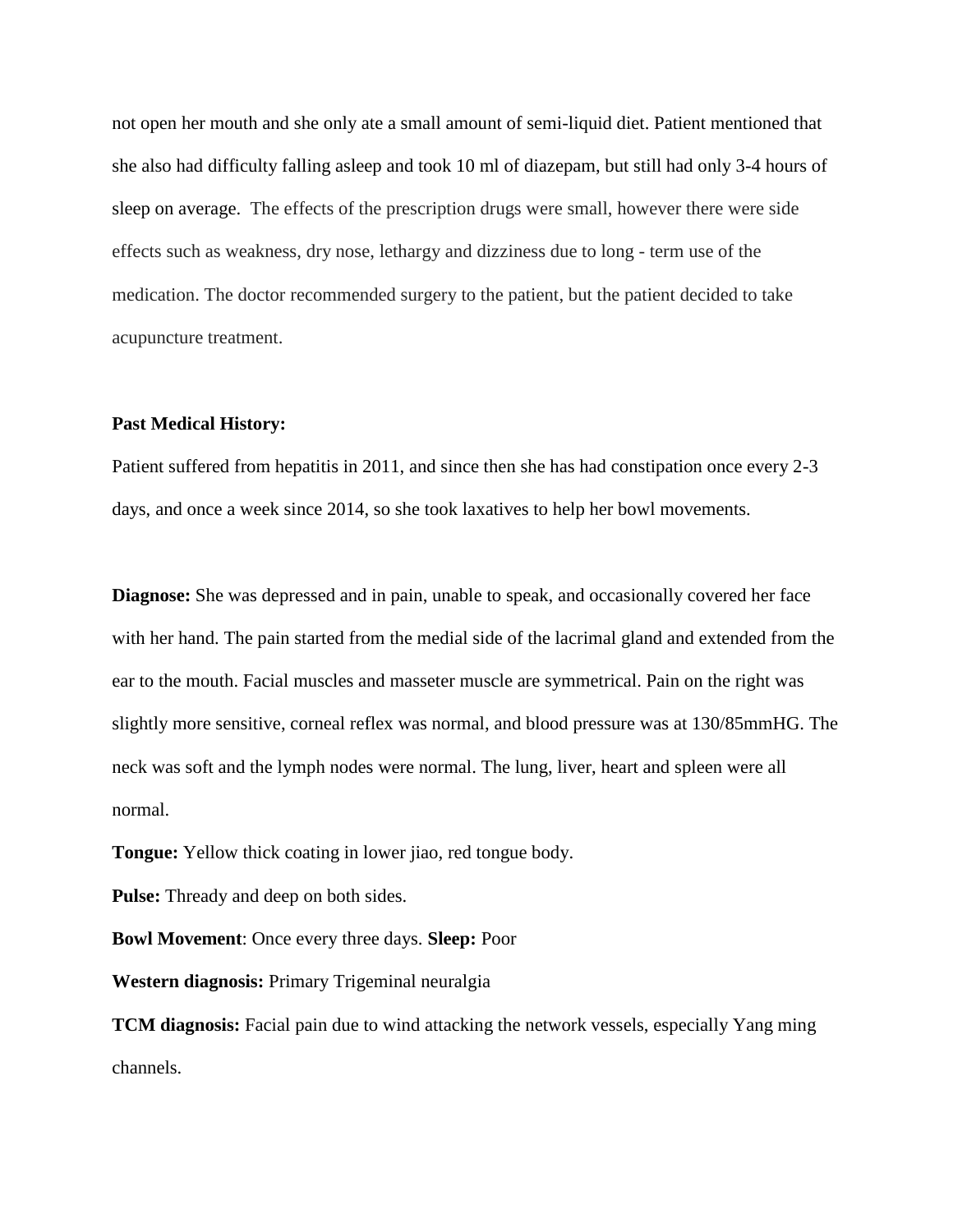not open her mouth and she only ate a small amount of semi-liquid diet. Patient mentioned that she also had difficulty falling asleep and took 10 ml of diazepam, but still had only 3-4 hours of sleep on average. The effects of the prescription drugs were small, however there were side effects such as weakness, dry nose, lethargy and dizziness due to long - term use of the medication. The doctor recommended surgery to the patient, but the patient decided to take acupuncture treatment.

**Past Medical History:**

Patient suffered from hepatitis in 2011, and since then she has had constipation once every 2-3 days, and once a week since 2014, so she took laxatives to help her bowl movements.

**Diagnose:** She was depressed and in pain, unable to speak, and occasionally covered her face with her hand. The pain started from the medial side of the lacrimal gland and extended from the ear to the mouth. Facial muscles and masseter muscle are symmetrical. Pain on the right was slightly more sensitive, corneal reflex was normal, and blood pressure was at 130/85mmHG. The neck was soft and the lymph nodes were normal. The lung, liver, heart and spleen were all normal.

**Tongue:** Yellow thick coating in lower jiao, red tongue body.

**Pulse:** Thready and deep on both sides.

**Bowl Movement**: Once every three days. **Sleep:** Poor

**Western diagnosis:** Primary Trigeminal neuralgia

**TCM diagnosis:** Facial pain due to wind attacking the network vessels, especially Yang ming channels.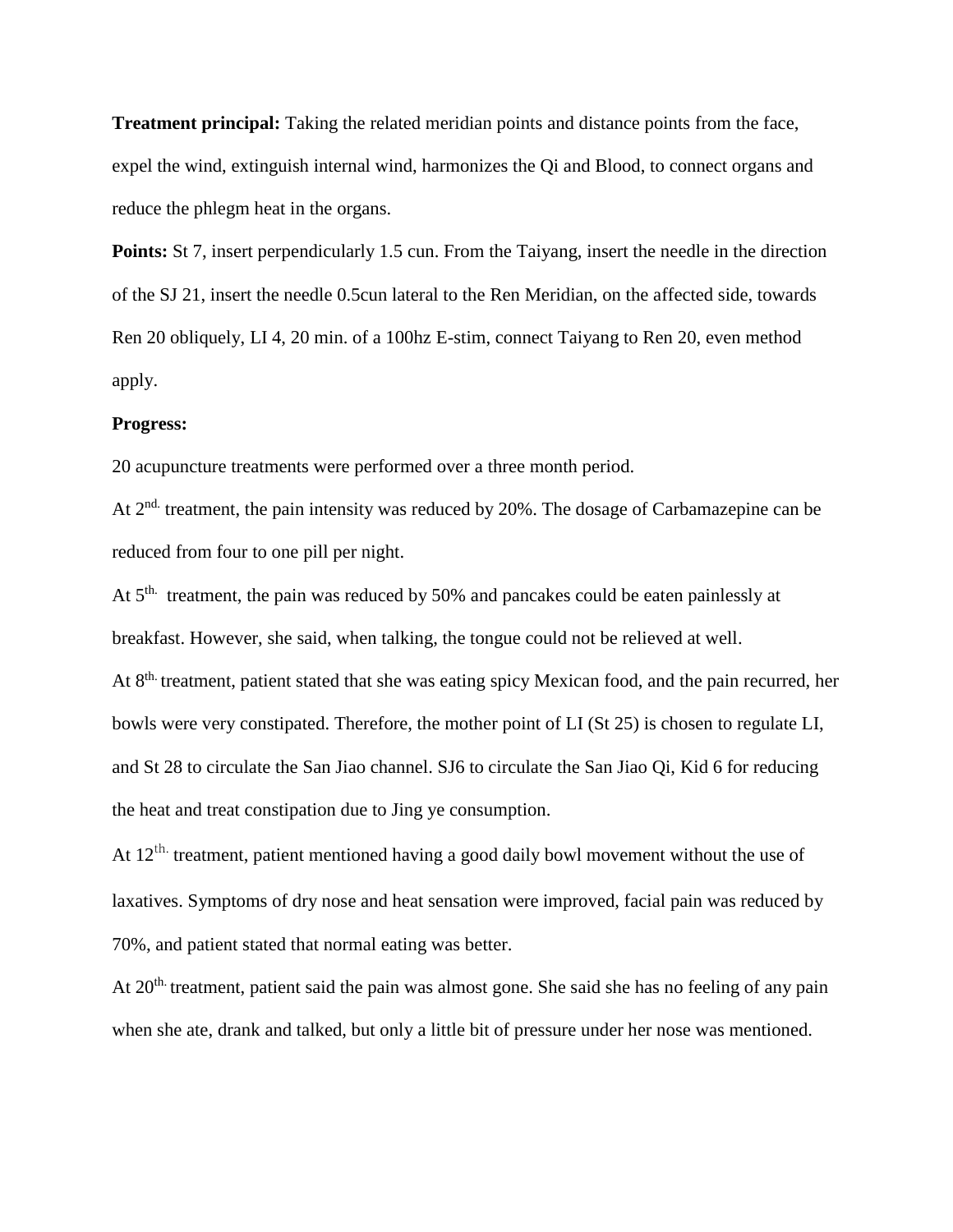**Treatment principal:** Taking the related meridian points and distance points from the face, expel the wind, extinguish internal wind, harmonizes the Qi and Blood, to connect organs and reduce the phlegm heat in the organs.

**Points:** St 7, insert perpendicularly 1.5 cun. From the Taiyang, insert the needle in the direction of the SJ 21, insert the needle 0.5cun lateral to the Ren Meridian, on the affected side, towards Ren 20 obliquely, LI 4, 20 min. of a 100hz E-stim, connect Taiyang to Ren 20, even method apply.

**Progress:**

20 acupuncture treatments were performed over a three month period.

At 2nd. treatment, the pain intensity was reduced by 20%. The dosage of Carbamazepine can be reduced from four to one pill per night.

At 5th. treatment, the pain was reduced by 50% and pancakes could be eaten painlessly at breakfast. However, she said, when talking, the tongue could not be relieved at well.

At 8th. treatment, patient stated that she was eating spicy Mexican food, and the pain recurred, her bowls were very constipated. Therefore, the mother point of LI (St 25) is chosen to regulate LI, and St 28 to circulate the San Jiao channel. SJ6 to circulate the San Jiao Qi, Kid 6 for reducing the heat and treat constipation due to Jing ye consumption.

At 12th. treatment, patient mentioned having a good daily bowl movement without the use of laxatives. Symptoms of dry nose and heat sensation were improved, facial pain was reduced by 70%, and patient stated that normal eating was better.

At 20th. treatment, patient said the pain was almost gone. She said she has no feeling of any pain when she ate, drank and talked, but only a little bit of pressure under her nose was mentioned.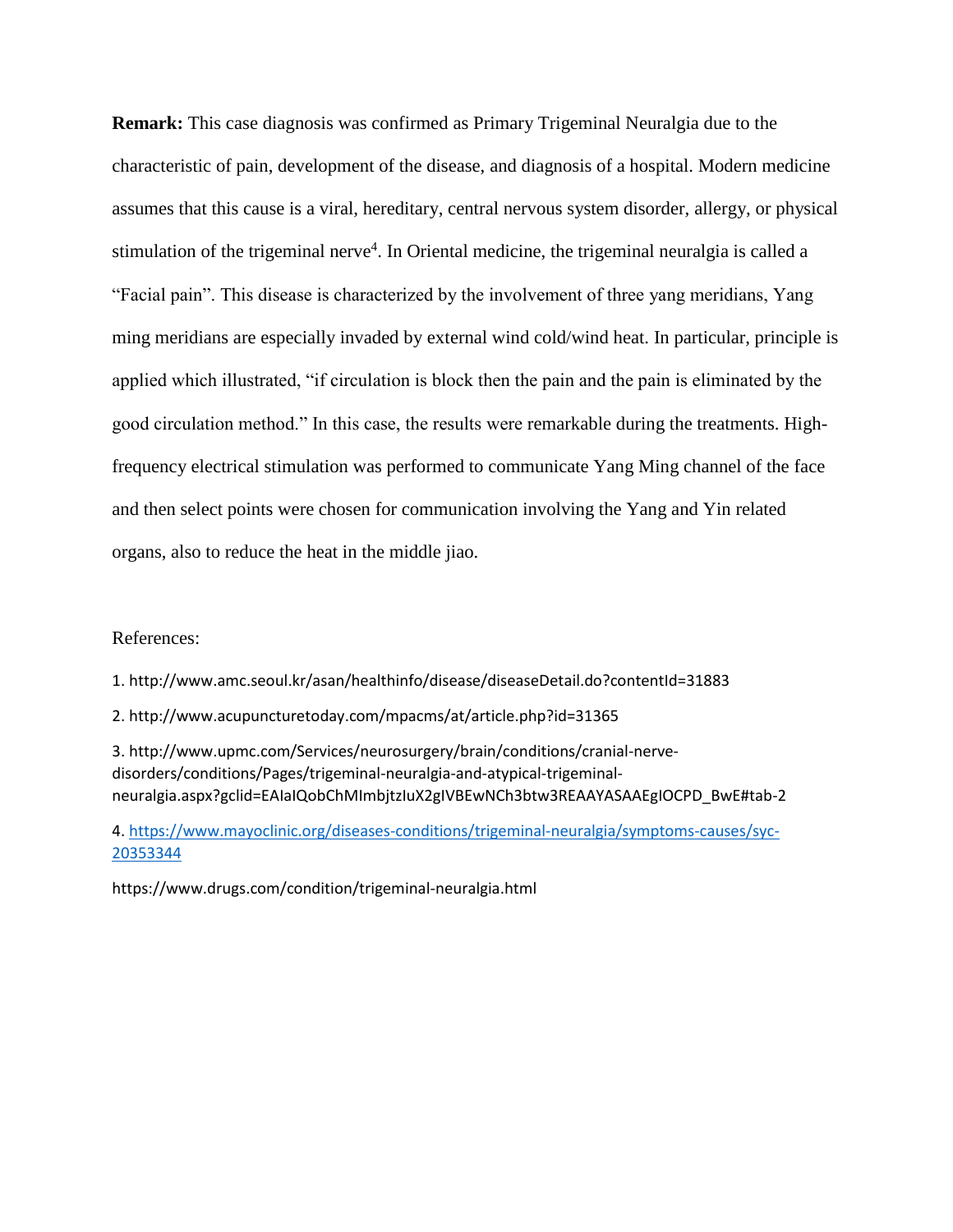**Remark:** This case diagnosis was confirmed as Primary Trigeminal Neuralgia due to the characteristic of pain, development of the disease, and diagnosis of a hospital. Modern medicine assumes that this cause is a viral, hereditary, central nervous system disorder, allergy, or physical stimulation of the trigeminal nerve[4]. In Oriental medicine, the trigeminal neuralgia is called a "Facial pain". This disease is characterized by the involvement of three yang meridians, Yang ming meridians are especially invaded by external wind cold/wind heat. In particular, principle is applied which illustrated, "if circulation is block then the pain and the pain is eliminated by the good circulation method." In this case, the results were remarkable during the treatments. High-frequency electrical stimulation was performed to communicate Yang Ming channel of the face and then select points were chosen for communication involving the Yang and Yin related organs, also to reduce the heat in the middle jiao.

References:

1. http://www.amc.seoul.kr/asan/healthinfo/disease/diseaseDetail.do?contentId=31883
2. http://www.acupuncturetoday.com/mpacms/at/article.php?id=31365
3. http://www.upmc.com/Services/neurosurgery/brain/conditions/cranial-nerve-disorders/conditions/Pages/trigeminal-neuralgia-and-atypical-trigeminal-neuralgia.aspx?gclid=EAIaIQobChMImbjtzIuX2gIVBEwNCh3btw3REAAYASAAEgIOCPD_BwE#tab-2
4. https://www.mayoclinic.org/diseases-conditions/trigeminal-neuralgia/symptoms-causes/syc-20353344

https://www.drugs.com/condition/trigeminal-neuralgia.html